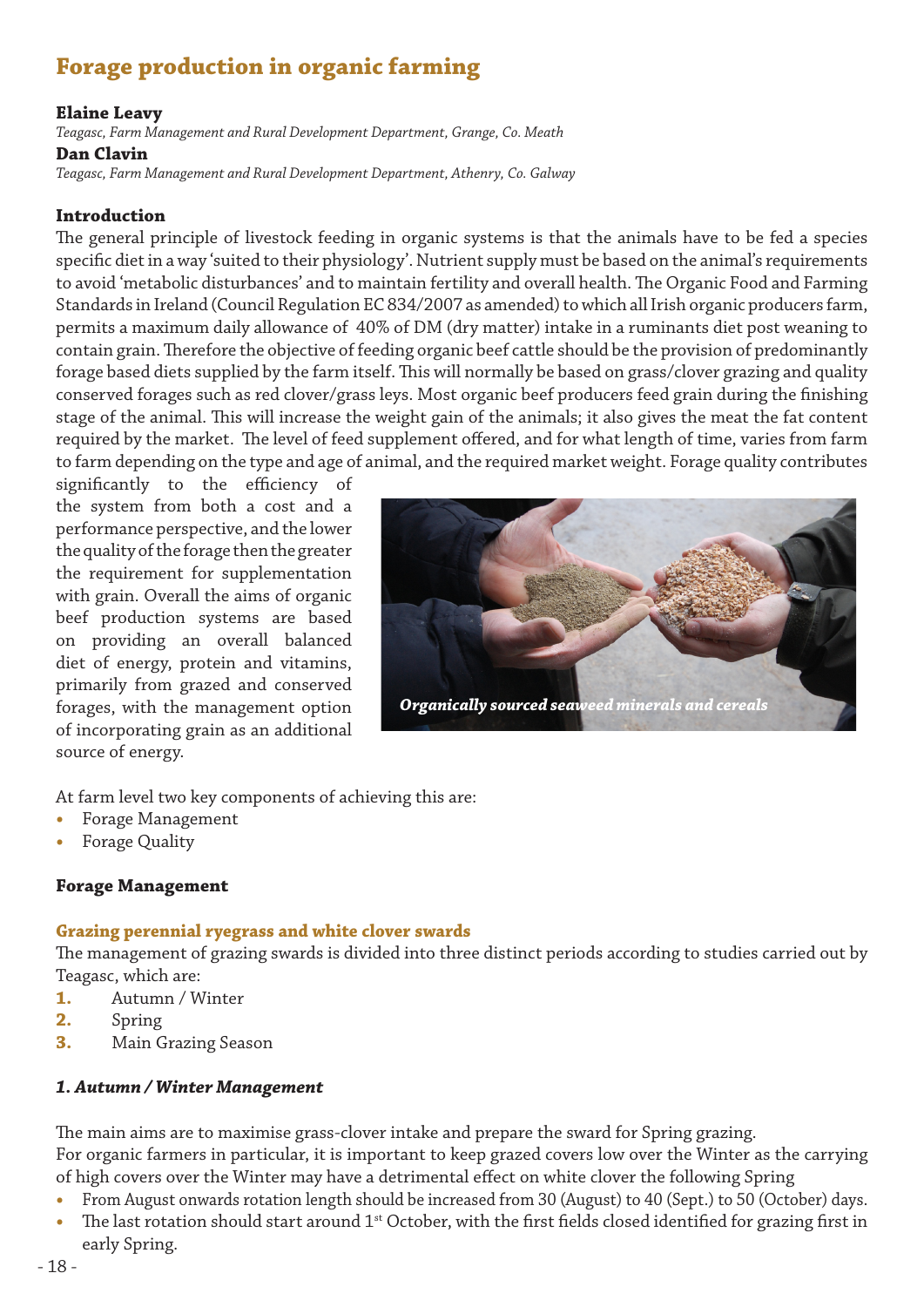# Forage production in organic farming

**Elaine Leavy**
*Teagasc, Farm Management and Rural Development Department, Grange, Co. Meath*

**Dan Clavin**
*Teagasc, Farm Management and Rural Development Department, Athenry, Co. Galway*

### Introduction

The general principle of livestock feeding in organic systems is that the animals have to be fed a species specific diet in a way 'suited to their physiology'. Nutrient supply must be based on the animal's requirements to avoid 'metabolic disturbances' and to maintain fertility and overall health. The Organic Food and Farming Standards in Ireland (Council Regulation EC 834/2007 as amended) to which all Irish organic producers farm, permits a maximum daily allowance of 40% of DM (dry matter) intake in a ruminants diet post weaning to contain grain. Therefore the objective of feeding organic beef cattle should be the provision of predominantly forage based diets supplied by the farm itself. This will normally be based on grass/clover grazing and quality conserved forages such as red clover/grass leys. Most organic beef producers feed grain during the finishing stage of the animal. This will increase the weight gain of the animals; it also gives the meat the fat content required by the market. The level of feed supplement offered, and for what length of time, varies from farm to farm depending on the type and age of animal, and the required market weight. Forage quality contributes significantly to the efficiency of the system from both a cost and a performance perspective, and the lower the quality of the forage then the greater the requirement for supplementation with grain. Overall the aims of organic beef production systems are based on providing an overall balanced diet of energy, protein and vitamins, primarily from grazed and conserved forages, with the management option of incorporating grain as an additional source of energy.

*Organically sourced seaweed minerals and cereals*

At farm level two key components of achieving this are:

- Forage Management
- Forage Quality

### Forage Management

#### Grazing perennial ryegrass and white clover swards

The management of grazing swards is divided into three distinct periods according to studies carried out by Teagasc, which are:

1. Autumn / Winter
2. Spring
3. Main Grazing Season

#### *1. Autumn / Winter Management*

The main aims are to maximise grass-clover intake and prepare the sward for Spring grazing.
For organic farmers in particular, it is important to keep grazed covers low over the Winter as the carrying of high covers over the Winter may have a detrimental effect on white clover the following Spring

- From August onwards rotation length should be increased from 30 (August) to 40 (Sept.) to 50 (October) days.
- The last rotation should start around 1st October, with the first fields closed identified for grazing first in early Spring.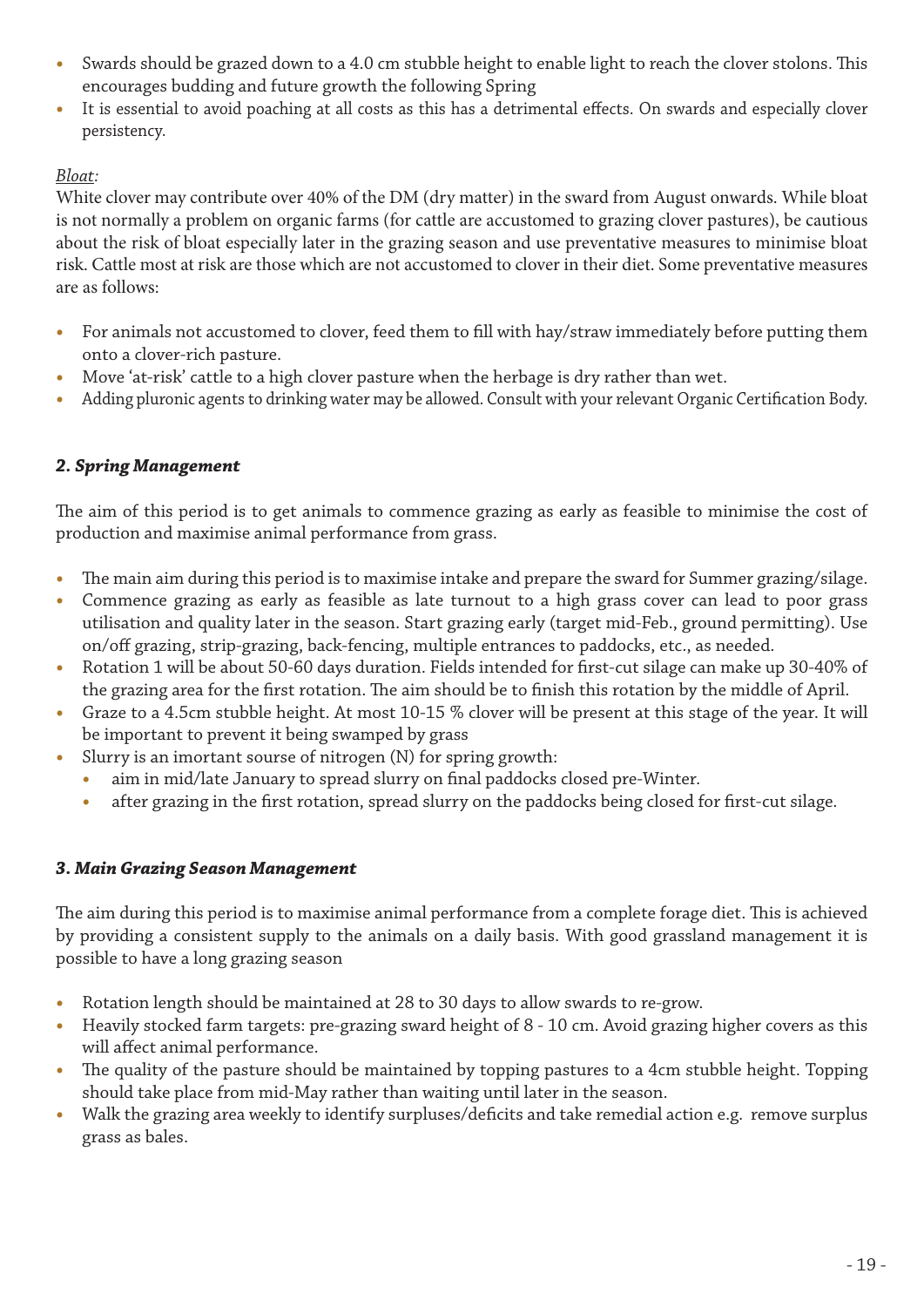- Swards should be grazed down to a 4.0 cm stubble height to enable light to reach the clover stolons. This encourages budding and future growth the following Spring
- It is essential to avoid poaching at all costs as this has a detrimental effects. On swards and especially clover persistency.

*Bloat:*

White clover may contribute over 40% of the DM (dry matter) in the sward from August onwards. While bloat is not normally a problem on organic farms (for cattle are accustomed to grazing clover pastures), be cautious about the risk of bloat especially later in the grazing season and use preventative measures to minimise bloat risk. Cattle most at risk are those which are not accustomed to clover in their diet. Some preventative measures are as follows:

- For animals not accustomed to clover, feed them to fill with hay/straw immediately before putting them onto a clover-rich pasture.
- Move 'at-risk' cattle to a high clover pasture when the herbage is dry rather than wet.
- Adding pluronic agents to drinking water may be allowed. Consult with your relevant Organic Certification Body.

### *2. Spring Management*

The aim of this period is to get animals to commence grazing as early as feasible to minimise the cost of production and maximise animal performance from grass.

- The main aim during this period is to maximise intake and prepare the sward for Summer grazing/silage.
- Commence grazing as early as feasible as late turnout to a high grass cover can lead to poor grass utilisation and quality later in the season. Start grazing early (target mid-Feb., ground permitting). Use on/off grazing, strip-grazing, back-fencing, multiple entrances to paddocks, etc., as needed.
- Rotation 1 will be about 50-60 days duration. Fields intended for first-cut silage can make up 30-40% of the grazing area for the first rotation. The aim should be to finish this rotation by the middle of April.
- Graze to a 4.5cm stubble height. At most 10-15 % clover will be present at this stage of the year. It will be important to prevent it being swamped by grass
- Slurry is an imortant sourse of nitrogen (N) for spring growth:
  - aim in mid/late January to spread slurry on final paddocks closed pre-Winter.
  - after grazing in the first rotation, spread slurry on the paddocks being closed for first-cut silage.

### *3. Main Grazing Season Management*

The aim during this period is to maximise animal performance from a complete forage diet. This is achieved by providing a consistent supply to the animals on a daily basis. With good grassland management it is possible to have a long grazing season

- Rotation length should be maintained at 28 to 30 days to allow swards to re-grow.
- Heavily stocked farm targets: pre-grazing sward height of 8 - 10 cm. Avoid grazing higher covers as this will affect animal performance.
- The quality of the pasture should be maintained by topping pastures to a 4cm stubble height. Topping should take place from mid-May rather than waiting until later in the season.
- Walk the grazing area weekly to identify surpluses/deficits and take remedial action e.g. remove surplus grass as bales.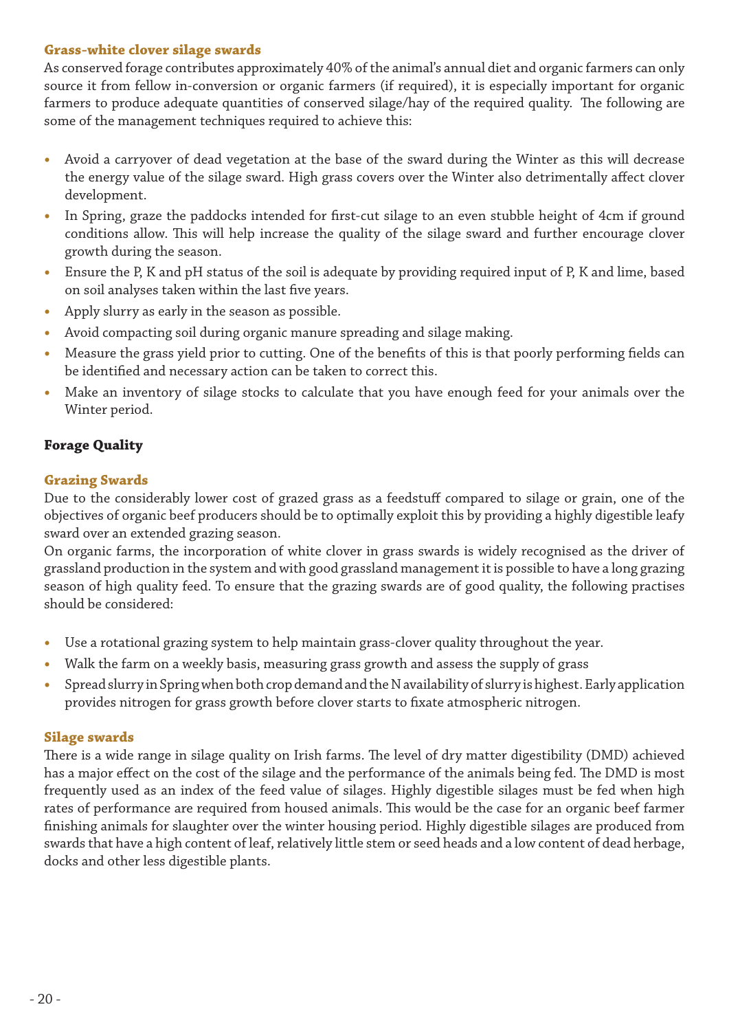### Grass-white clover silage swards

As conserved forage contributes approximately 40% of the animal's annual diet and organic farmers can only source it from fellow in-conversion or organic farmers (if required), it is especially important for organic farmers to produce adequate quantities of conserved silage/hay of the required quality. The following are some of the management techniques required to achieve this:

- Avoid a carryover of dead vegetation at the base of the sward during the Winter as this will decrease the energy value of the silage sward. High grass covers over the Winter also detrimentally affect clover development.
- In Spring, graze the paddocks intended for first-cut silage to an even stubble height of 4cm if ground conditions allow. This will help increase the quality of the silage sward and further encourage clover growth during the season.
- Ensure the P, K and pH status of the soil is adequate by providing required input of P, K and lime, based on soil analyses taken within the last five years.
- Apply slurry as early in the season as possible.
- Avoid compacting soil during organic manure spreading and silage making.
- Measure the grass yield prior to cutting. One of the benefits of this is that poorly performing fields can be identified and necessary action can be taken to correct this.
- Make an inventory of silage stocks to calculate that you have enough feed for your animals over the Winter period.

## Forage Quality

### Grazing Swards

Due to the considerably lower cost of grazed grass as a feedstuff compared to silage or grain, one of the objectives of organic beef producers should be to optimally exploit this by providing a highly digestible leafy sward over an extended grazing season.

On organic farms, the incorporation of white clover in grass swards is widely recognised as the driver of grassland production in the system and with good grassland management it is possible to have a long grazing season of high quality feed. To ensure that the grazing swards are of good quality, the following practises should be considered:

- Use a rotational grazing system to help maintain grass-clover quality throughout the year.
- Walk the farm on a weekly basis, measuring grass growth and assess the supply of grass
- Spread slurry in Spring when both crop demand and the N availability of slurry is highest. Early application provides nitrogen for grass growth before clover starts to fixate atmospheric nitrogen.

### Silage swards

There is a wide range in silage quality on Irish farms. The level of dry matter digestibility (DMD) achieved has a major effect on the cost of the silage and the performance of the animals being fed. The DMD is most frequently used as an index of the feed value of silages. Highly digestible silages must be fed when high rates of performance are required from housed animals. This would be the case for an organic beef farmer finishing animals for slaughter over the winter housing period. Highly digestible silages are produced from swards that have a high content of leaf, relatively little stem or seed heads and a low content of dead herbage, docks and other less digestible plants.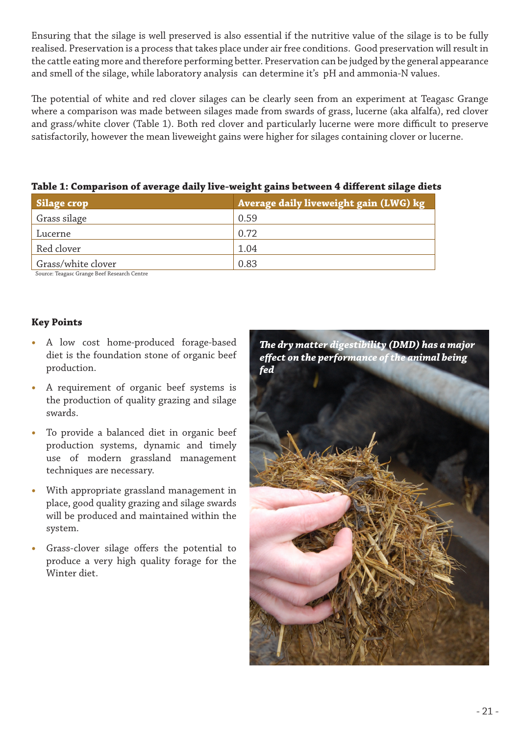Ensuring that the silage is well preserved is also essential if the nutritive value of the silage is to be fully realised. Preservation is a process that takes place under air free conditions. Good preservation will result in the cattle eating more and therefore performing better. Preservation can be judged by the general appearance and smell of the silage, while laboratory analysis can determine it's pH and ammonia-N values.

The potential of white and red clover silages can be clearly seen from an experiment at Teagasc Grange where a comparison was made between silages made from swards of grass, lucerne (aka alfalfa), red clover and grass/white clover (Table 1). Both red clover and particularly lucerne were more difficult to preserve satisfactorily, however the mean liveweight gains were higher for silages containing clover or lucerne.

**Table 1: Comparison of average daily live-weight gains between 4 different silage diets**

| Silage crop | Average daily liveweight gain (LWG) kg |
|---|---|
| Grass silage | 0.59 |
| Lucerne | 0.72 |
| Red clover | 1.04 |
| Grass/white clover | 0.83 |

Source: Teagasc Grange Beef Research Centre

**Key Points**

- A low cost home-produced forage-based diet is the foundation stone of organic beef production.
- A requirement of organic beef systems is the production of quality grazing and silage swards.
- To provide a balanced diet in organic beef production systems, dynamic and timely use of modern grassland management techniques are necessary.
- With appropriate grassland management in place, good quality grazing and silage swards will be produced and maintained within the system.
- Grass-clover silage offers the potential to produce a very high quality forage for the Winter diet.

*The dry matter digestibility (DMD) has a major effect on the performance of the animal being fed*